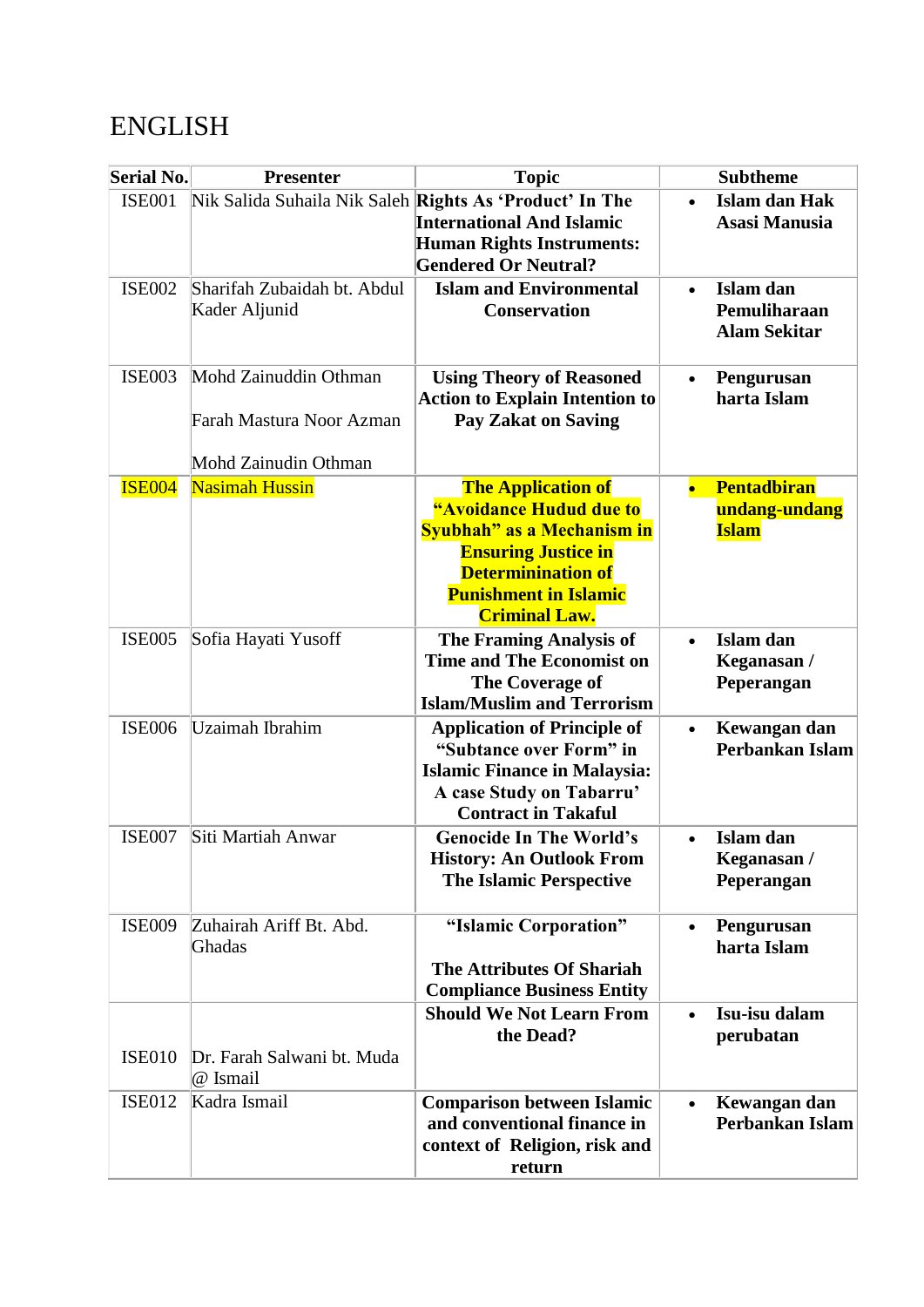# ENGLISH

| Serial No. | Presenter | Topic | Subtheme |
|---|---|---|---|
| ISE001 | Nik Salida Suhaila Nik Saleh | **Rights As 'Product' In The International And Islamic Human Rights Instruments: Gendered Or Neutral?** | • **Islam dan Hak Asasi Manusia** |
| ISE002 | Sharifah Zubaidah bt. Abdul Kader Aljunid | **Islam and Environmental Conservation** | • **Islam dan Pemuliharaan Alam Sekitar** |
| ISE003 | Mohd Zainuddin Othman<br><br>Farah Mastura Noor Azman<br><br>Mohd Zainudin Othman | **Using Theory of Reasoned Action to Explain Intention to Pay Zakat on Saving** | • **Pengurusan harta Islam** |
| ISE004 | Nasimah Hussin | **The Application of "Avoidance Hudud due to Syubhah" as a Mechanism in Ensuring Justice in Determinination of Punishment in Islamic Criminal Law.** | • **Pentadbiran undang-undang Islam** |
| ISE005 | Sofia Hayati Yusoff | **The Framing Analysis of Time and The Economist on The Coverage of Islam/Muslim and Terrorism** | • **Islam dan Keganasan / Peperangan** |
| ISE006 | Uzaimah Ibrahim | **Application of Principle of "Subtance over Form" in Islamic Finance in Malaysia: A case Study on Tabarru' Contract in Takaful** | • **Kewangan dan Perbankan Islam** |
| ISE007 | Siti Martiah Anwar | **Genocide In The World's History: An Outlook From The Islamic Perspective** | • **Islam dan Keganasan / Peperangan** |
| ISE009 | Zuhairah Ariff Bt. Abd. Ghadas | **"Islamic Corporation"**<br><br>**The Attributes Of Shariah Compliance Business Entity** | • **Pengurusan harta Islam** |
| ISE010 | Dr. Farah Salwani bt. Muda @ Ismail | **Should We Not Learn From the Dead?** | • **Isu-isu dalam perubatan** |
| ISE012 | Kadra Ismail | **Comparison between Islamic and conventional finance in context of Religion, risk and return** | • **Kewangan dan Perbankan Islam** |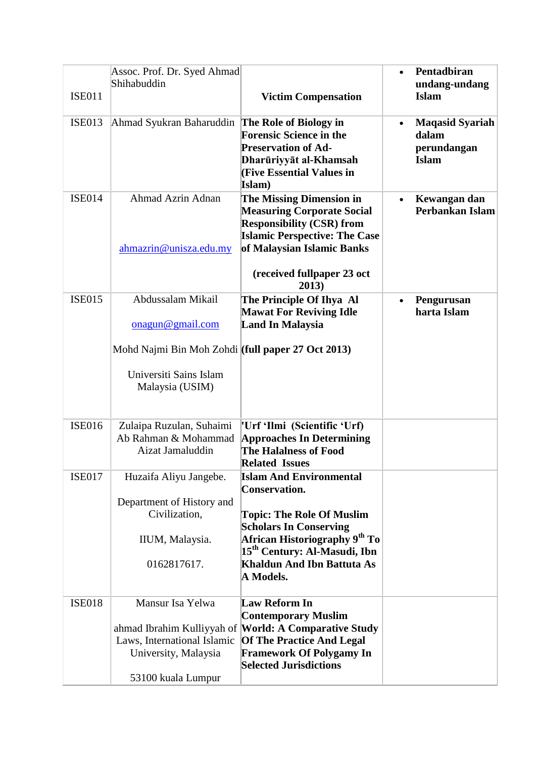| | | | |
|---|---|---|---|
| ISE011 | Assoc. Prof. Dr. Syed Ahmad Shihabuddin | **Victim Compensation** | • **Pentadbiran undang-undang Islam** |
| ISE013 | Ahmad Syukran Baharuddin | **The Role of Biology in Forensic Science in the Preservation of Ad-Dharūriyyāt al-Khamsah (Five Essential Values in Islam)** | • **Maqasid Syariah dalam perundangan Islam** |
| ISE014 | Ahmad Azrin Adnan<br><br>ahmazrin@unisza.edu.my | **The Missing Dimension in Measuring Corporate Social Responsibility (CSR) from Islamic Perspective: The Case of Malaysian Islamic Banks**<br><br>**(received fullpaper 23 oct 2013)** | • **Kewangan dan Perbankan Islam** |
| ISE015 | Abdussalam Mikail<br><br>onagun@gmail.com<br><br>Mohd Najmi Bin Moh Zohdi<br><br>Universiti Sains Islam Malaysia (USIM) | **The Principle Of Ihya Al Mawat For Reviving Idle Land In Malaysia**<br><br>**(full paper 27 Oct 2013)** | • **Pengurusan harta Islam** |
| ISE016 | Zulaipa Ruzulan, Suhaimi Ab Rahman & Mohammad Aizat Jamaluddin | **'Urf 'Ilmi (Scientific 'Urf) Approaches In Determining The Halalness of Food Related Issues** | |
| ISE017 | Huzaifa Aliyu Jangebe.<br><br>Department of History and Civilization,<br><br>IIUM, Malaysia.<br><br>0162817617. | **Islam And Environmental Conservation.**<br><br>**Topic: The Role Of Muslim Scholars In Conserving African Historiography 9th To 15th Century: Al-Masudi, Ibn Khaldun And Ibn Battuta As A Models.** | |
| ISE018 | Mansur Isa Yelwa<br><br>ahmad Ibrahim Kulliyyah of Laws, International Islamic University, Malaysia<br><br>53100 kuala Lumpur | **Law Reform In Contemporary Muslim World: A Comparative Study Of The Practice And Legal Framework Of Polygamy In Selected Jurisdictions** | |